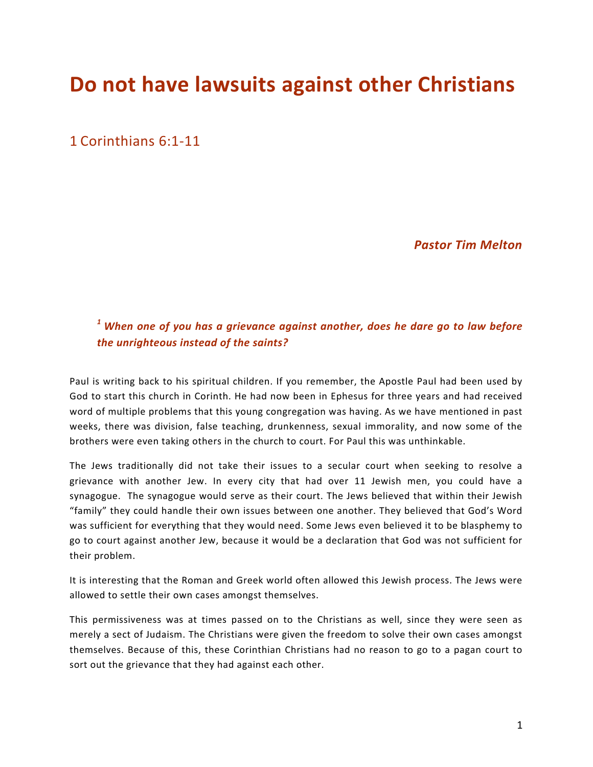# Do not have lawsuits against other Christians

## 1 Corinthians 6:1-11

***Pastor Tim Melton***

> ***[1] When one of you has a grievance against another, does he dare go to law before the unrighteous instead of the saints?***

Paul is writing back to his spiritual children. If you remember, the Apostle Paul had been used by God to start this church in Corinth. He had now been in Ephesus for three years and had received word of multiple problems that this young congregation was having. As we have mentioned in past weeks, there was division, false teaching, drunkenness, sexual immorality, and now some of the brothers were even taking others in the church to court. For Paul this was unthinkable.

The Jews traditionally did not take their issues to a secular court when seeking to resolve a grievance with another Jew. In every city that had over 11 Jewish men, you could have a synagogue. The synagogue would serve as their court. The Jews believed that within their Jewish "family" they could handle their own issues between one another. They believed that God's Word was sufficient for everything that they would need. Some Jews even believed it to be blasphemy to go to court against another Jew, because it would be a declaration that God was not sufficient for their problem.

It is interesting that the Roman and Greek world often allowed this Jewish process. The Jews were allowed to settle their own cases amongst themselves.

This permissiveness was at times passed on to the Christians as well, since they were seen as merely a sect of Judaism. The Christians were given the freedom to solve their own cases amongst themselves. Because of this, these Corinthian Christians had no reason to go to a pagan court to sort out the grievance that they had against each other.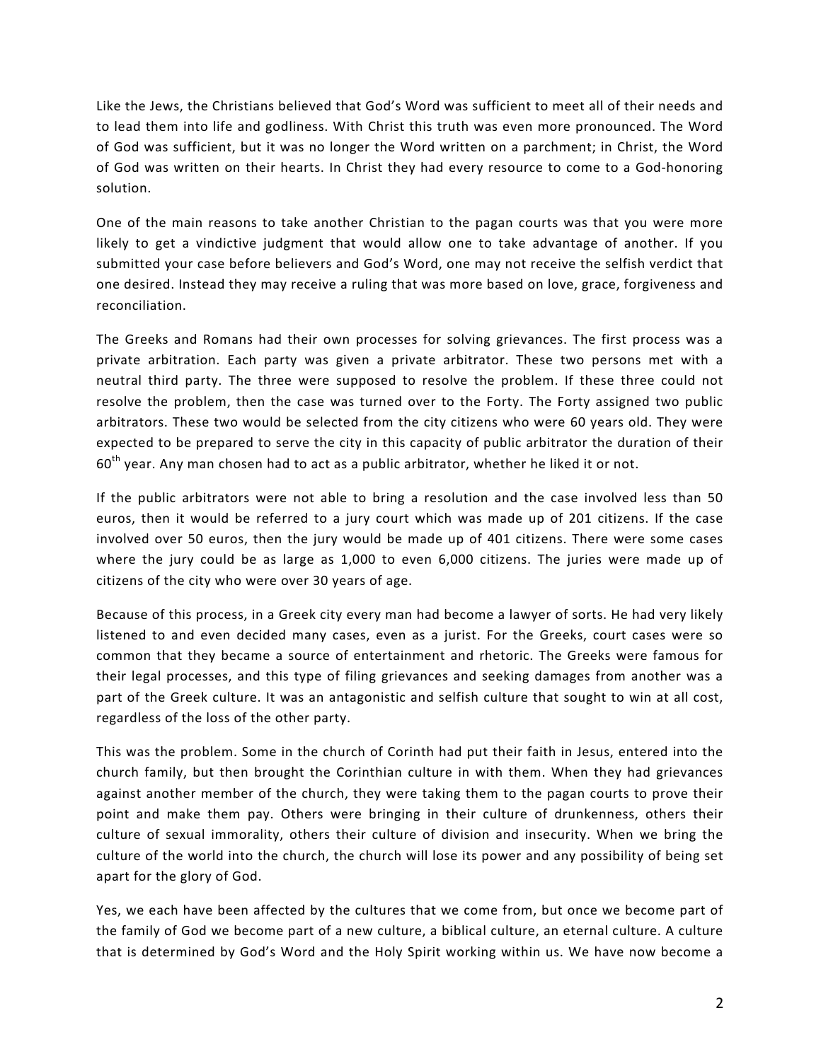Like the Jews, the Christians believed that God's Word was sufficient to meet all of their needs and to lead them into life and godliness. With Christ this truth was even more pronounced. The Word of God was sufficient, but it was no longer the Word written on a parchment; in Christ, the Word of God was written on their hearts. In Christ they had every resource to come to a God-honoring solution.

One of the main reasons to take another Christian to the pagan courts was that you were more likely to get a vindictive judgment that would allow one to take advantage of another. If you submitted your case before believers and God's Word, one may not receive the selfish verdict that one desired. Instead they may receive a ruling that was more based on love, grace, forgiveness and reconciliation.

The Greeks and Romans had their own processes for solving grievances. The first process was a private arbitration. Each party was given a private arbitrator. These two persons met with a neutral third party. The three were supposed to resolve the problem. If these three could not resolve the problem, then the case was turned over to the Forty. The Forty assigned two public arbitrators. These two would be selected from the city citizens who were 60 years old. They were expected to be prepared to serve the city in this capacity of public arbitrator the duration of their 60th year. Any man chosen had to act as a public arbitrator, whether he liked it or not.

If the public arbitrators were not able to bring a resolution and the case involved less than 50 euros, then it would be referred to a jury court which was made up of 201 citizens. If the case involved over 50 euros, then the jury would be made up of 401 citizens. There were some cases where the jury could be as large as 1,000 to even 6,000 citizens. The juries were made up of citizens of the city who were over 30 years of age.

Because of this process, in a Greek city every man had become a lawyer of sorts. He had very likely listened to and even decided many cases, even as a jurist. For the Greeks, court cases were so common that they became a source of entertainment and rhetoric. The Greeks were famous for their legal processes, and this type of filing grievances and seeking damages from another was a part of the Greek culture. It was an antagonistic and selfish culture that sought to win at all cost, regardless of the loss of the other party.

This was the problem. Some in the church of Corinth had put their faith in Jesus, entered into the church family, but then brought the Corinthian culture in with them. When they had grievances against another member of the church, they were taking them to the pagan courts to prove their point and make them pay. Others were bringing in their culture of drunkenness, others their culture of sexual immorality, others their culture of division and insecurity. When we bring the culture of the world into the church, the church will lose its power and any possibility of being set apart for the glory of God.

Yes, we each have been affected by the cultures that we come from, but once we become part of the family of God we become part of a new culture, a biblical culture, an eternal culture. A culture that is determined by God's Word and the Holy Spirit working within us. We have now become a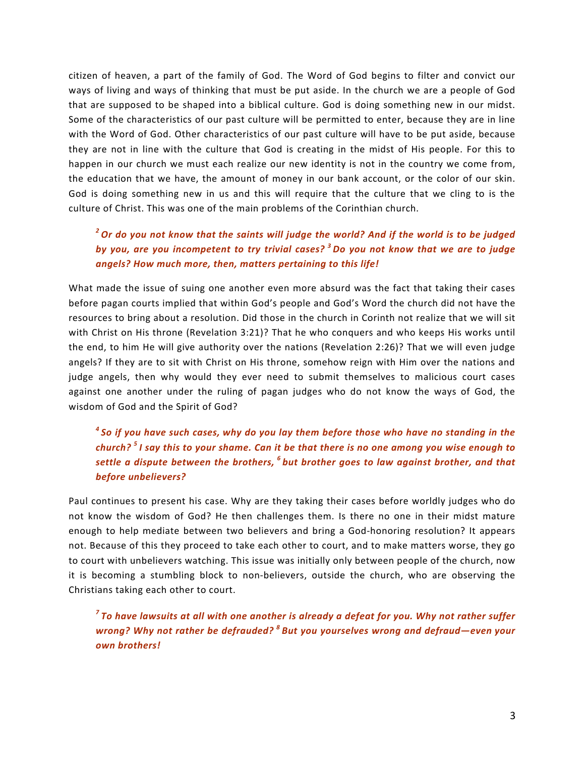citizen of heaven, a part of the family of God. The Word of God begins to filter and convict our ways of living and ways of thinking that must be put aside. In the church we are a people of God that are supposed to be shaped into a biblical culture. God is doing something new in our midst. Some of the characteristics of our past culture will be permitted to enter, because they are in line with the Word of God. Other characteristics of our past culture will have to be put aside, because they are not in line with the culture that God is creating in the midst of His people. For this to happen in our church we must each realize our new identity is not in the country we come from, the education that we have, the amount of money in our bank account, or the color of our skin. God is doing something new in us and this will require that the culture that we cling to is the culture of Christ. This was one of the main problems of the Corinthian church.

> ***[2] Or do you not know that the saints will judge the world? And if the world is to be judged by you, are you incompetent to try trivial cases? [3] Do you not know that we are to judge angels? How much more, then, matters pertaining to this life!***

What made the issue of suing one another even more absurd was the fact that taking their cases before pagan courts implied that within God's people and God's Word the church did not have the resources to bring about a resolution. Did those in the church in Corinth not realize that we will sit with Christ on His throne (Revelation 3:21)? That he who conquers and who keeps His works until the end, to him He will give authority over the nations (Revelation 2:26)? That we will even judge angels? If they are to sit with Christ on His throne, somehow reign with Him over the nations and judge angels, then why would they ever need to submit themselves to malicious court cases against one another under the ruling of pagan judges who do not know the ways of God, the wisdom of God and the Spirit of God?

> ***[4] So if you have such cases, why do you lay them before those who have no standing in the church? [5] I say this to your shame. Can it be that there is no one among you wise enough to settle a dispute between the brothers, [6] but brother goes to law against brother, and that before unbelievers?***

Paul continues to present his case. Why are they taking their cases before worldly judges who do not know the wisdom of God? He then challenges them. Is there no one in their midst mature enough to help mediate between two believers and bring a God-honoring resolution? It appears not. Because of this they proceed to take each other to court, and to make matters worse, they go to court with unbelievers watching. This issue was initially only between people of the church, now it is becoming a stumbling block to non-believers, outside the church, who are observing the Christians taking each other to court.

> ***[7] To have lawsuits at all with one another is already a defeat for you. Why not rather suffer wrong? Why not rather be defrauded? [8] But you yourselves wrong and defraud—even your own brothers!***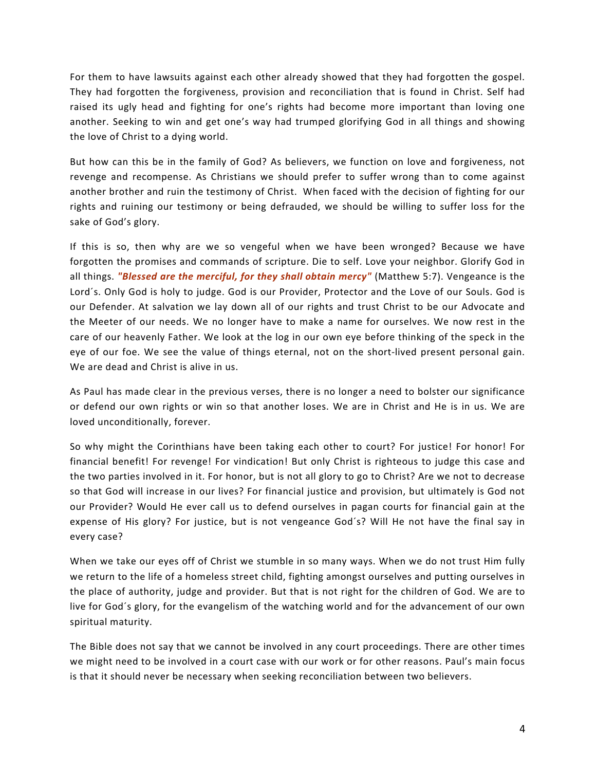For them to have lawsuits against each other already showed that they had forgotten the gospel. They had forgotten the forgiveness, provision and reconciliation that is found in Christ. Self had raised its ugly head and fighting for one's rights had become more important than loving one another. Seeking to win and get one's way had trumped glorifying God in all things and showing the love of Christ to a dying world.

But how can this be in the family of God? As believers, we function on love and forgiveness, not revenge and recompense. As Christians we should prefer to suffer wrong than to come against another brother and ruin the testimony of Christ. When faced with the decision of fighting for our rights and ruining our testimony or being defrauded, we should be willing to suffer loss for the sake of God's glory.

If this is so, then why are we so vengeful when we have been wronged? Because we have forgotten the promises and commands of scripture. Die to self. Love your neighbor. Glorify God in all things. ***"Blessed are the merciful, for they shall obtain mercy"*** (Matthew 5:7). Vengeance is the Lord´s. Only God is holy to judge. God is our Provider, Protector and the Love of our Souls. God is our Defender. At salvation we lay down all of our rights and trust Christ to be our Advocate and the Meeter of our needs. We no longer have to make a name for ourselves. We now rest in the care of our heavenly Father. We look at the log in our own eye before thinking of the speck in the eye of our foe. We see the value of things eternal, not on the short-lived present personal gain. We are dead and Christ is alive in us.

As Paul has made clear in the previous verses, there is no longer a need to bolster our significance or defend our own rights or win so that another loses. We are in Christ and He is in us. We are loved unconditionally, forever.

So why might the Corinthians have been taking each other to court? For justice! For honor! For financial benefit! For revenge! For vindication! But only Christ is righteous to judge this case and the two parties involved in it. For honor, but is not all glory to go to Christ? Are we not to decrease so that God will increase in our lives? For financial justice and provision, but ultimately is God not our Provider? Would He ever call us to defend ourselves in pagan courts for financial gain at the expense of His glory? For justice, but is not vengeance God´s? Will He not have the final say in every case?

When we take our eyes off of Christ we stumble in so many ways. When we do not trust Him fully we return to the life of a homeless street child, fighting amongst ourselves and putting ourselves in the place of authority, judge and provider. But that is not right for the children of God. We are to live for God´s glory, for the evangelism of the watching world and for the advancement of our own spiritual maturity.

The Bible does not say that we cannot be involved in any court proceedings. There are other times we might need to be involved in a court case with our work or for other reasons. Paul's main focus is that it should never be necessary when seeking reconciliation between two believers.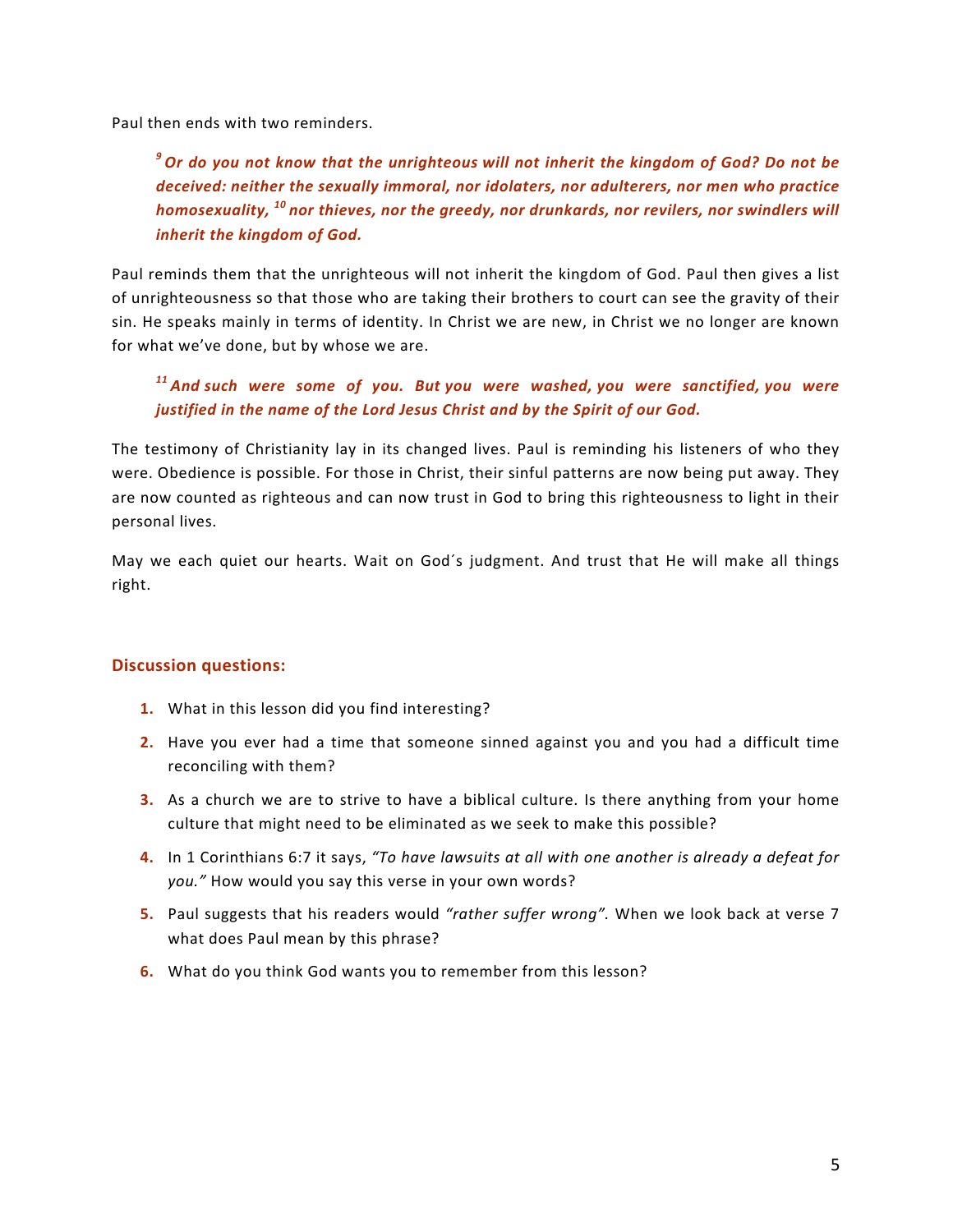Paul then ends with two reminders.

> [9] ***Or do you not know that the unrighteous will not inherit the kingdom of God? Do not be deceived: neither the sexually immoral, nor idolaters, nor adulterers, nor men who practice homosexuality,*** [10] ***nor thieves, nor the greedy, nor drunkards, nor revilers, nor swindlers will inherit the kingdom of God.***

Paul reminds them that the unrighteous will not inherit the kingdom of God. Paul then gives a list of unrighteousness so that those who are taking their brothers to court can see the gravity of their sin. He speaks mainly in terms of identity. In Christ we are new, in Christ we no longer are known for what we've done, but by whose we are.

> [11] ***And such were some of you. But you were washed, you were sanctified, you were justified in the name of the Lord Jesus Christ and by the Spirit of our God.***

The testimony of Christianity lay in its changed lives. Paul is reminding his listeners of who they were. Obedience is possible. For those in Christ, their sinful patterns are now being put away. They are now counted as righteous and can now trust in God to bring this righteousness to light in their personal lives.

May we each quiet our hearts. Wait on God´s judgment. And trust that He will make all things right.

### Discussion questions:

1. What in this lesson did you find interesting?
2. Have you ever had a time that someone sinned against you and you had a difficult time reconciling with them?
3. As a church we are to strive to have a biblical culture. Is there anything from your home culture that might need to be eliminated as we seek to make this possible?
4. In 1 Corinthians 6:7 it says, *"To have lawsuits at all with one another is already a defeat for you."* How would you say this verse in your own words?
5. Paul suggests that his readers would *"rather suffer wrong"*. When we look back at verse 7 what does Paul mean by this phrase?
6. What do you think God wants you to remember from this lesson?